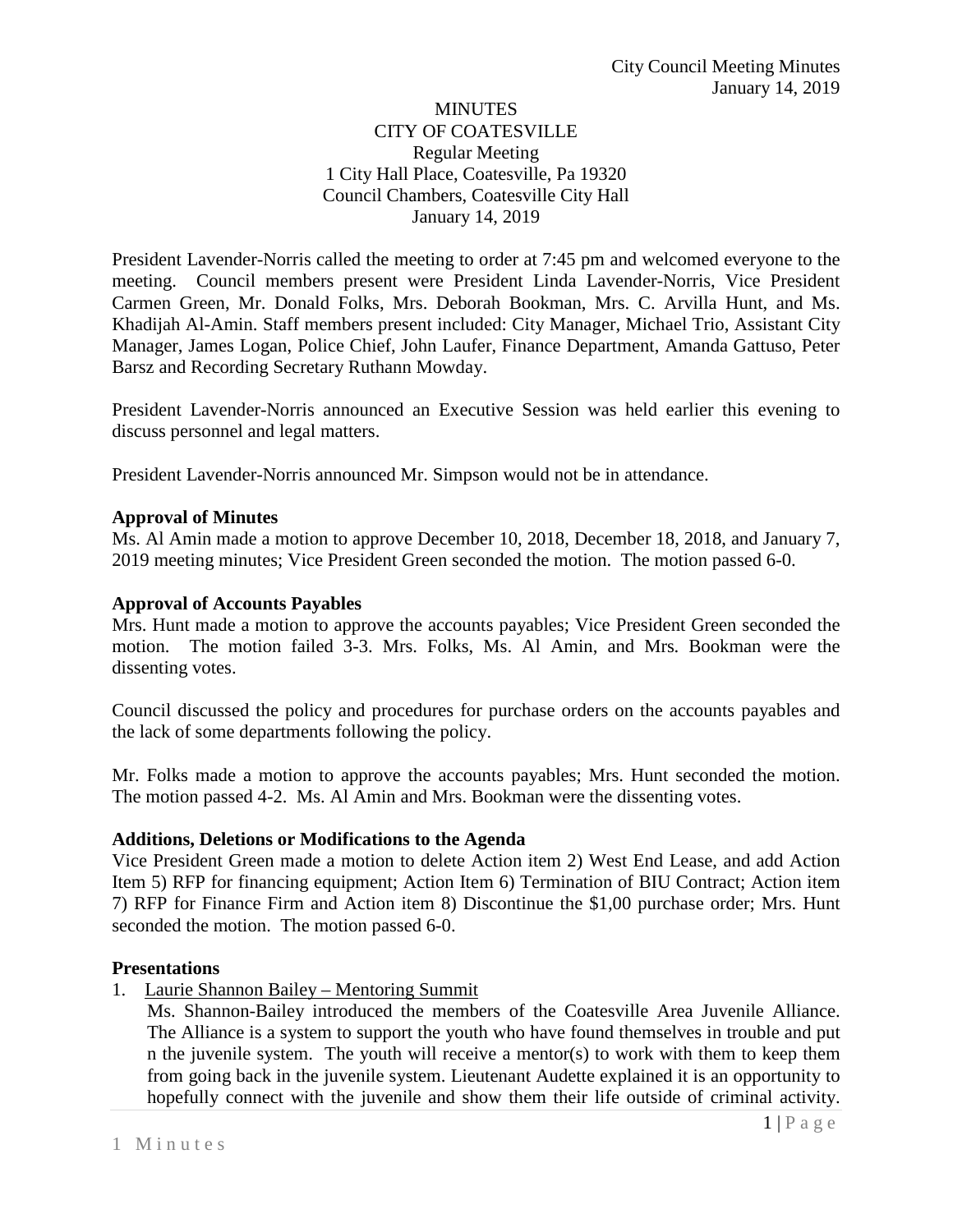# MINUTES
## CITY OF COATESVILLE
### Regular Meeting
1 City Hall Place, Coatesville, Pa 19320
Council Chambers, Coatesville City Hall
January 14, 2019

President Lavender-Norris called the meeting to order at 7:45 pm and welcomed everyone to the meeting. Council members present were President Linda Lavender-Norris, Vice President Carmen Green, Mr. Donald Folks, Mrs. Deborah Bookman, Mrs. C. Arvilla Hunt, and Ms. Khadijah Al-Amin. Staff members present included: City Manager, Michael Trio, Assistant City Manager, James Logan, Police Chief, John Laufer, Finance Department, Amanda Gattuso, Peter Barsz and Recording Secretary Ruthann Mowday.

President Lavender-Norris announced an Executive Session was held earlier this evening to discuss personnel and legal matters.

President Lavender-Norris announced Mr. Simpson would not be in attendance.

**Approval of Minutes**

Ms. Al Amin made a motion to approve December 10, 2018, December 18, 2018, and January 7, 2019 meeting minutes; Vice President Green seconded the motion. The motion passed 6-0.

**Approval of Accounts Payables**

Mrs. Hunt made a motion to approve the accounts payables; Vice President Green seconded the motion. The motion failed 3-3. Mrs. Folks, Ms. Al Amin, and Mrs. Bookman were the dissenting votes.

Council discussed the policy and procedures for purchase orders on the accounts payables and the lack of some departments following the policy.

Mr. Folks made a motion to approve the accounts payables; Mrs. Hunt seconded the motion. The motion passed 4-2. Ms. Al Amin and Mrs. Bookman were the dissenting votes.

**Additions, Deletions or Modifications to the Agenda**

Vice President Green made a motion to delete Action item 2) West End Lease, and add Action Item 5) RFP for financing equipment; Action Item 6) Termination of BIU Contract; Action item 7) RFP for Finance Firm and Action item 8) Discontinue the $1,00 purchase order; Mrs. Hunt seconded the motion. The motion passed 6-0.

**Presentations**

1. Laurie Shannon Bailey – Mentoring Summit

   Ms. Shannon-Bailey introduced the members of the Coatesville Area Juvenile Alliance. The Alliance is a system to support the youth who have found themselves in trouble and put n the juvenile system. The youth will receive a mentor(s) to work with them to keep them from going back in the juvenile system. Lieutenant Audette explained it is an opportunity to hopefully connect with the juvenile and show them their life outside of criminal activity.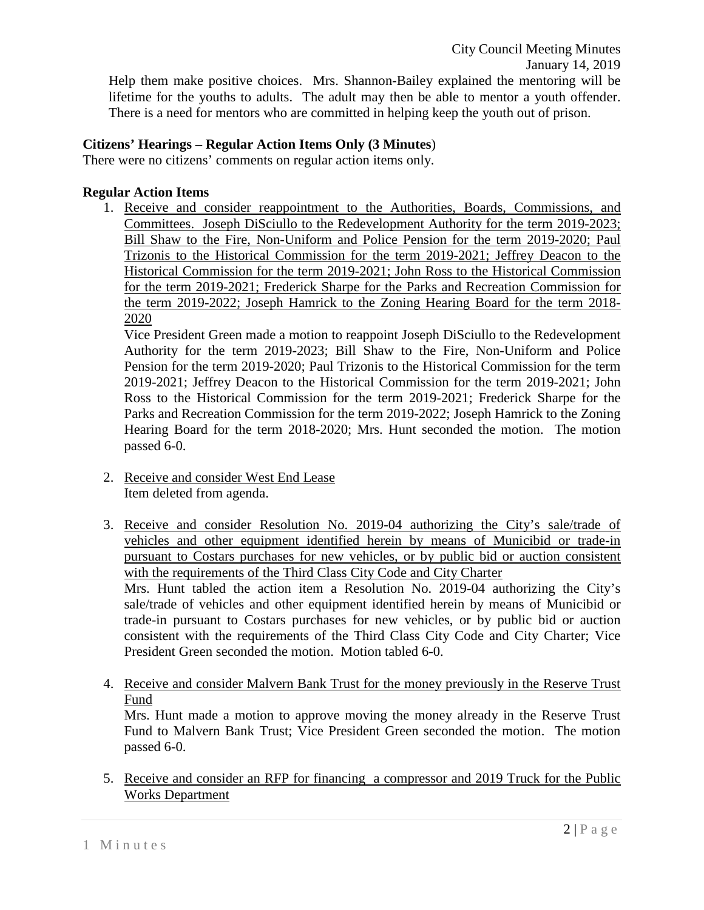Help them make positive choices. Mrs. Shannon-Bailey explained the mentoring will be lifetime for the youths to adults. The adult may then be able to mentor a youth offender. There is a need for mentors who are committed in helping keep the youth out of prison.

**Citizens' Hearings – Regular Action Items Only (3 Minutes)**

There were no citizens' comments on regular action items only.

**Regular Action Items**

1. Receive and consider reappointment to the Authorities, Boards, Commissions, and Committees. Joseph DiSciullo to the Redevelopment Authority for the term 2019-2023; Bill Shaw to the Fire, Non-Uniform and Police Pension for the term 2019-2020; Paul Trizonis to the Historical Commission for the term 2019-2021; Jeffrey Deacon to the Historical Commission for the term 2019-2021; John Ross to the Historical Commission for the term 2019-2021; Frederick Sharpe for the Parks and Recreation Commission for the term 2019-2022; Joseph Hamrick to the Zoning Hearing Board for the term 2018-2020

   Vice President Green made a motion to reappoint Joseph DiSciullo to the Redevelopment Authority for the term 2019-2023; Bill Shaw to the Fire, Non-Uniform and Police Pension for the term 2019-2020; Paul Trizonis to the Historical Commission for the term 2019-2021; Jeffrey Deacon to the Historical Commission for the term 2019-2021; John Ross to the Historical Commission for the term 2019-2021; Frederick Sharpe for the Parks and Recreation Commission for the term 2019-2022; Joseph Hamrick to the Zoning Hearing Board for the term 2018-2020; Mrs. Hunt seconded the motion. The motion passed 6-0.

2. Receive and consider West End Lease

   Item deleted from agenda.

3. Receive and consider Resolution No. 2019-04 authorizing the City's sale/trade of vehicles and other equipment identified herein by means of Municibid or trade-in pursuant to Costars purchases for new vehicles, or by public bid or auction consistent with the requirements of the Third Class City Code and City Charter

   Mrs. Hunt tabled the action item a Resolution No. 2019-04 authorizing the City's sale/trade of vehicles and other equipment identified herein by means of Municibid or trade-in pursuant to Costars purchases for new vehicles, or by public bid or auction consistent with the requirements of the Third Class City Code and City Charter; Vice President Green seconded the motion. Motion tabled 6-0.

4. Receive and consider Malvern Bank Trust for the money previously in the Reserve Trust Fund

   Mrs. Hunt made a motion to approve moving the money already in the Reserve Trust Fund to Malvern Bank Trust; Vice President Green seconded the motion. The motion passed 6-0.

5. Receive and consider an RFP for financing a compressor and 2019 Truck for the Public Works Department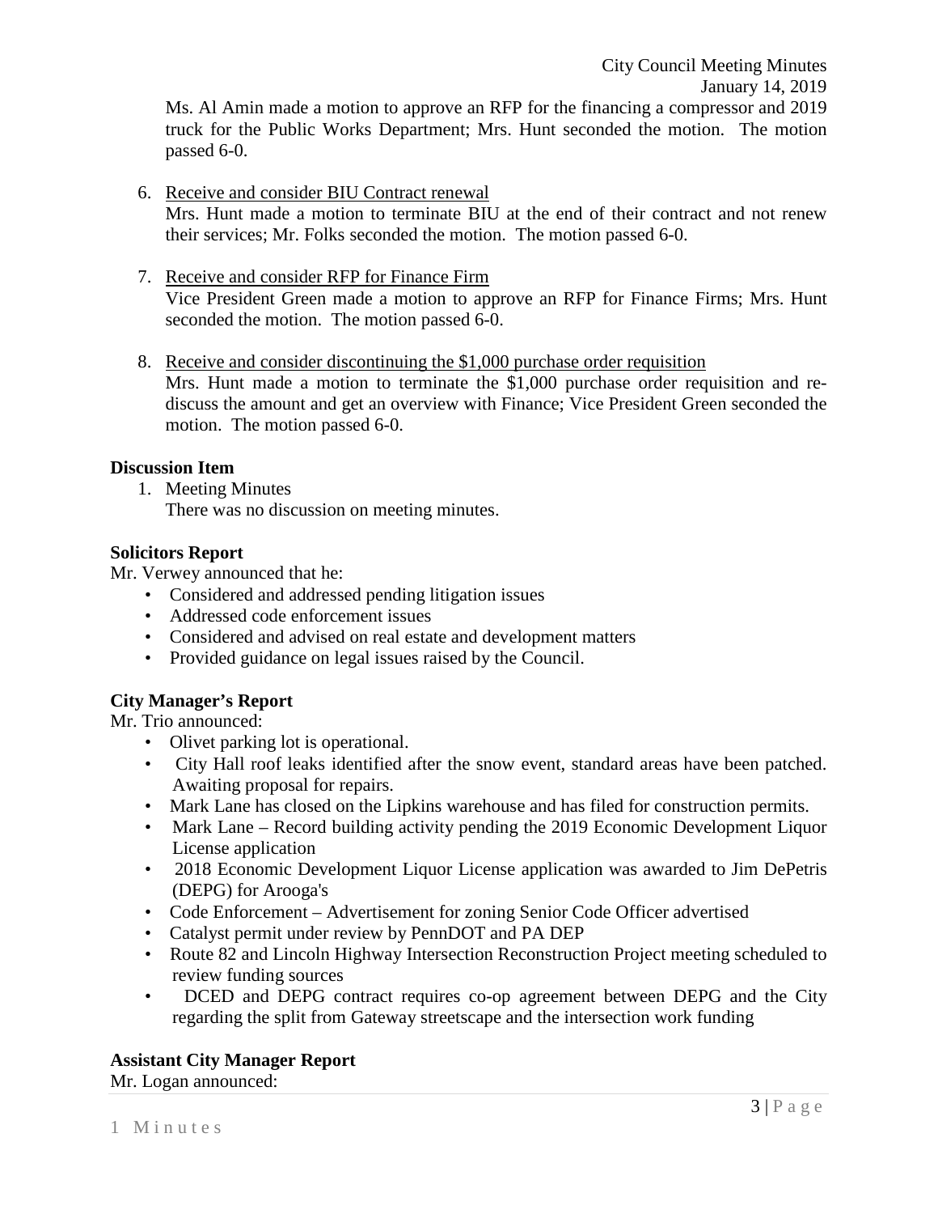Ms. Al Amin made a motion to approve an RFP for the financing a compressor and 2019 truck for the Public Works Department; Mrs. Hunt seconded the motion. The motion passed 6-0.

6. Receive and consider BIU Contract renewal
   Mrs. Hunt made a motion to terminate BIU at the end of their contract and not renew their services; Mr. Folks seconded the motion. The motion passed 6-0.

7. Receive and consider RFP for Finance Firm
   Vice President Green made a motion to approve an RFP for Finance Firms; Mrs. Hunt seconded the motion. The motion passed 6-0.

8. Receive and consider discontinuing the $1,000 purchase order requisition
   Mrs. Hunt made a motion to terminate the $1,000 purchase order requisition and re-discuss the amount and get an overview with Finance; Vice President Green seconded the motion. The motion passed 6-0.

**Discussion Item**

1. Meeting Minutes
   There was no discussion on meeting minutes.

**Solicitors Report**

Mr. Verwey announced that he:

- Considered and addressed pending litigation issues
- Addressed code enforcement issues
- Considered and advised on real estate and development matters
- Provided guidance on legal issues raised by the Council.

**City Manager's Report**

Mr. Trio announced:

- Olivet parking lot is operational.
- City Hall roof leaks identified after the snow event, standard areas have been patched. Awaiting proposal for repairs.
- Mark Lane has closed on the Lipkins warehouse and has filed for construction permits.
- Mark Lane – Record building activity pending the 2019 Economic Development Liquor License application
- 2018 Economic Development Liquor License application was awarded to Jim DePetris (DEPG) for Arooga's
- Code Enforcement – Advertisement for zoning Senior Code Officer advertised
- Catalyst permit under review by PennDOT and PA DEP
- Route 82 and Lincoln Highway Intersection Reconstruction Project meeting scheduled to review funding sources
- DCED and DEPG contract requires co-op agreement between DEPG and the City regarding the split from Gateway streetscape and the intersection work funding

**Assistant City Manager Report**

Mr. Logan announced: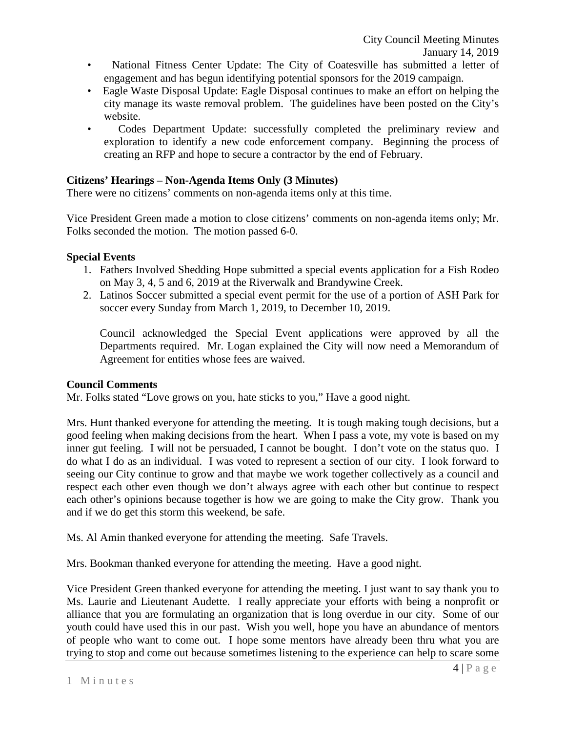- National Fitness Center Update: The City of Coatesville has submitted a letter of engagement and has begun identifying potential sponsors for the 2019 campaign.
- Eagle Waste Disposal Update: Eagle Disposal continues to make an effort on helping the city manage its waste removal problem. The guidelines have been posted on the City's website.
- Codes Department Update: successfully completed the preliminary review and exploration to identify a new code enforcement company. Beginning the process of creating an RFP and hope to secure a contractor by the end of February.

**Citizens' Hearings – Non-Agenda Items Only (3 Minutes)**

There were no citizens' comments on non-agenda items only at this time.

Vice President Green made a motion to close citizens' comments on non-agenda items only; Mr. Folks seconded the motion. The motion passed 6-0.

**Special Events**

1. Fathers Involved Shedding Hope submitted a special events application for a Fish Rodeo on May 3, 4, 5 and 6, 2019 at the Riverwalk and Brandywine Creek.
2. Latinos Soccer submitted a special event permit for the use of a portion of ASH Park for soccer every Sunday from March 1, 2019, to December 10, 2019.

   Council acknowledged the Special Event applications were approved by all the Departments required. Mr. Logan explained the City will now need a Memorandum of Agreement for entities whose fees are waived.

**Council Comments**

Mr. Folks stated "Love grows on you, hate sticks to you," Have a good night.

Mrs. Hunt thanked everyone for attending the meeting. It is tough making tough decisions, but a good feeling when making decisions from the heart. When I pass a vote, my vote is based on my inner gut feeling. I will not be persuaded, I cannot be bought. I don't vote on the status quo. I do what I do as an individual. I was voted to represent a section of our city. I look forward to seeing our City continue to grow and that maybe we work together collectively as a council and respect each other even though we don't always agree with each other but continue to respect each other's opinions because together is how we are going to make the City grow. Thank you and if we do get this storm this weekend, be safe.

Ms. Al Amin thanked everyone for attending the meeting. Safe Travels.

Mrs. Bookman thanked everyone for attending the meeting. Have a good night.

Vice President Green thanked everyone for attending the meeting. I just want to say thank you to Ms. Laurie and Lieutenant Audette. I really appreciate your efforts with being a nonprofit or alliance that you are formulating an organization that is long overdue in our city. Some of our youth could have used this in our past. Wish you well, hope you have an abundance of mentors of people who want to come out. I hope some mentors have already been thru what you are trying to stop and come out because sometimes listening to the experience can help to scare some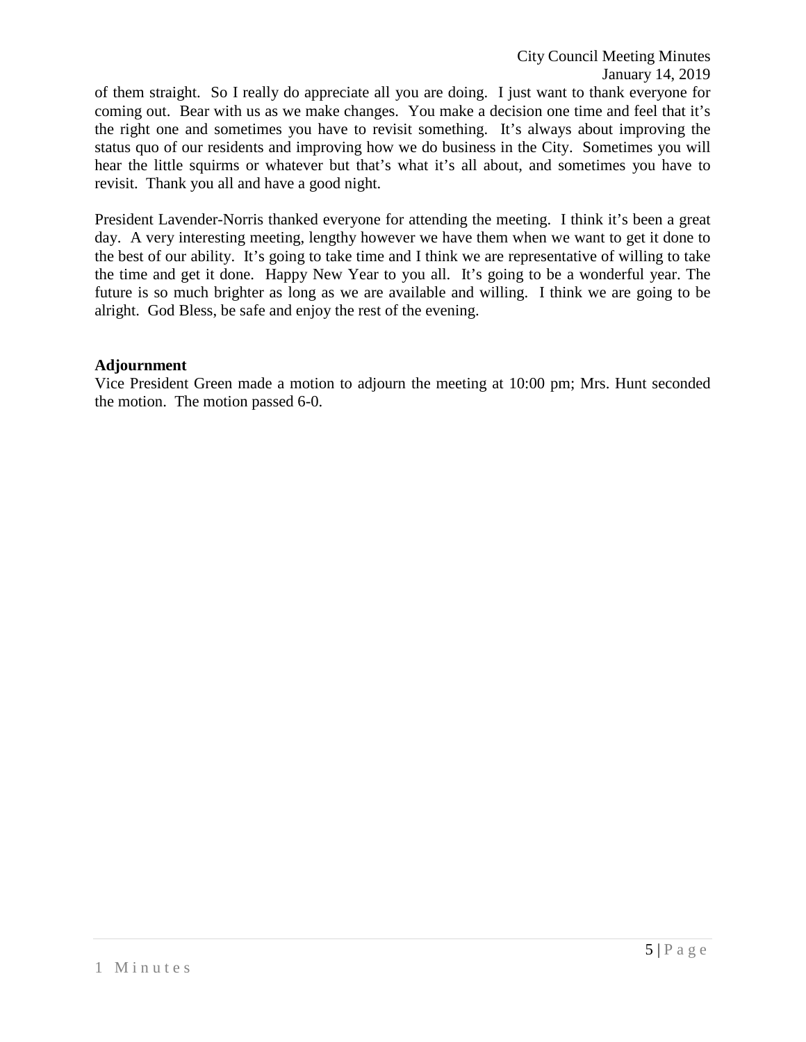of them straight. So I really do appreciate all you are doing. I just want to thank everyone for coming out. Bear with us as we make changes. You make a decision one time and feel that it's the right one and sometimes you have to revisit something. It's always about improving the status quo of our residents and improving how we do business in the City. Sometimes you will hear the little squirms or whatever but that's what it's all about, and sometimes you have to revisit. Thank you all and have a good night.

President Lavender-Norris thanked everyone for attending the meeting. I think it's been a great day. A very interesting meeting, lengthy however we have them when we want to get it done to the best of our ability. It's going to take time and I think we are representative of willing to take the time and get it done. Happy New Year to you all. It's going to be a wonderful year. The future is so much brighter as long as we are available and willing. I think we are going to be alright. God Bless, be safe and enjoy the rest of the evening.

**Adjournment**

Vice President Green made a motion to adjourn the meeting at 10:00 pm; Mrs. Hunt seconded the motion. The motion passed 6-0.